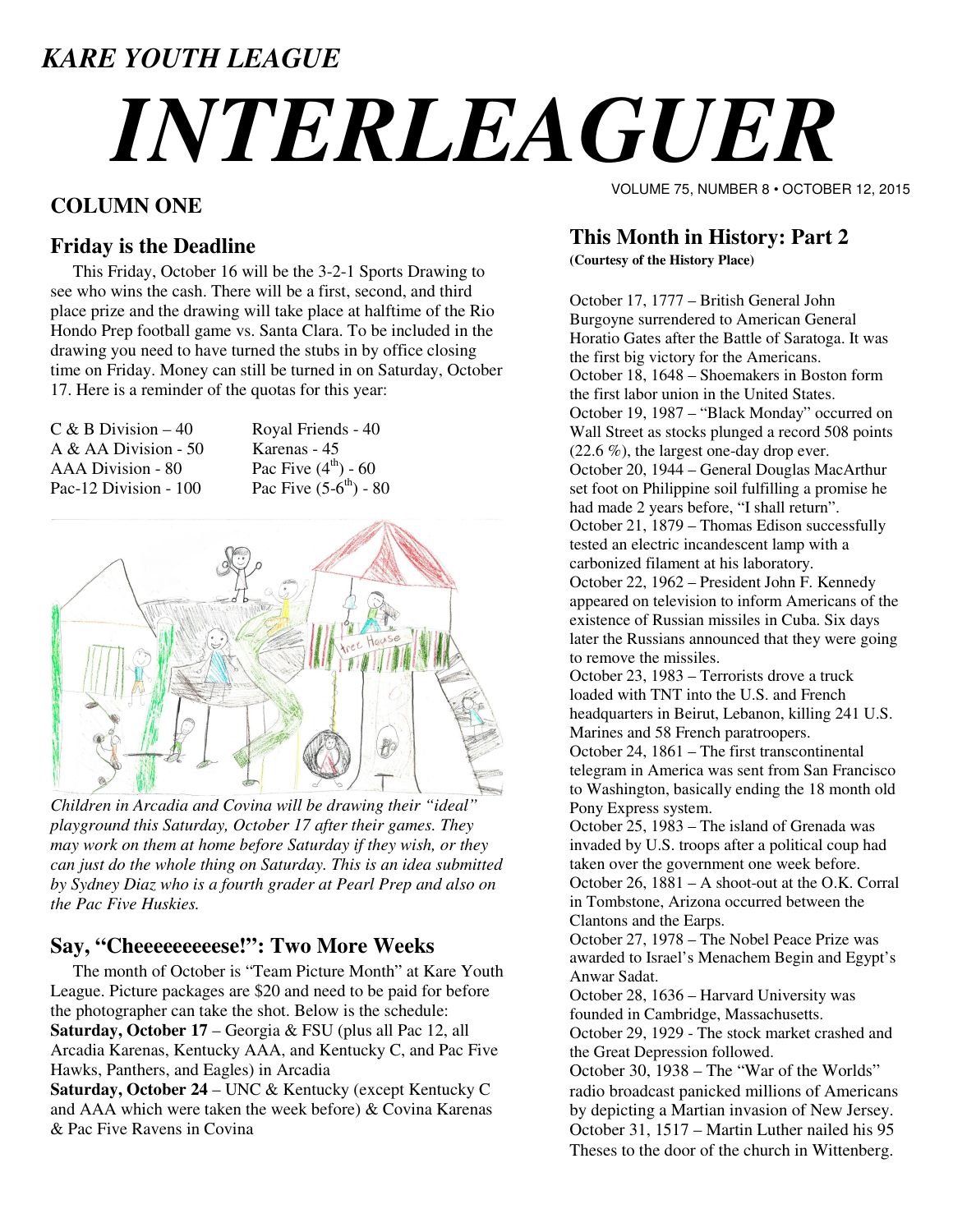*KARE YOUTH LEAGUE*

# *INTERLEAGUER*

VOLUME 75, NUMBER 8 • OCTOBER 12, 2015

## COLUMN ONE

### Friday is the Deadline

This Friday, October 16 will be the 3-2-1 Sports Drawing to see who wins the cash. There will be a first, second, and third place prize and the drawing will take place at halftime of the Rio Hondo Prep football game vs. Santa Clara. To be included in the drawing you need to have turned the stubs in by office closing time on Friday. Money can still be turned in on Saturday, October 17. Here is a reminder of the quotas for this year:

| | |
|---|---|
| C & B Division – 40 | Royal Friends - 40 |
| A & AA Division - 50 | Karenas - 45 |
| AAA Division - 80 | Pac Five (4th) - 60 |
| Pac-12 Division - 100 | Pac Five (5-6th) - 80 |

*Children in Arcadia and Covina will be drawing their "ideal" playground this Saturday, October 17 after their games. They may work on them at home before Saturday if they wish, or they can just do the whole thing on Saturday. This is an idea submitted by Sydney Diaz who is a fourth grader at Pearl Prep and also on the Pac Five Huskies.*

### Say, "Cheeeeeeeeese!": Two More Weeks

The month of October is "Team Picture Month" at Kare Youth League. Picture packages are $20 and need to be paid for before the photographer can take the shot. Below is the schedule:

**Saturday, October 17** – Georgia & FSU (plus all Pac 12, all Arcadia Karenas, Kentucky AAA, and Kentucky C, and Pac Five Hawks, Panthers, and Eagles) in Arcadia

**Saturday, October 24** – UNC & Kentucky (except Kentucky C and AAA which were taken the week before) & Covina Karenas & Pac Five Ravens in Covina

### This Month in History: Part 2

**(Courtesy of the History Place)**

October 17, 1777 – British General John Burgoyne surrendered to American General Horatio Gates after the Battle of Saratoga. It was the first big victory for the Americans.
October 18, 1648 – Shoemakers in Boston form the first labor union in the United States.
October 19, 1987 – "Black Monday" occurred on Wall Street as stocks plunged a record 508 points (22.6 %), the largest one-day drop ever.
October 20, 1944 – General Douglas MacArthur set foot on Philippine soil fulfilling a promise he had made 2 years before, "I shall return".
October 21, 1879 – Thomas Edison successfully tested an electric incandescent lamp with a carbonized filament at his laboratory.
October 22, 1962 – President John F. Kennedy appeared on television to inform Americans of the existence of Russian missiles in Cuba. Six days later the Russians announced that they were going to remove the missiles.
October 23, 1983 – Terrorists drove a truck loaded with TNT into the U.S. and French headquarters in Beirut, Lebanon, killing 241 U.S. Marines and 58 French paratroopers.
October 24, 1861 – The first transcontinental telegram in America was sent from San Francisco to Washington, basically ending the 18 month old Pony Express system.
October 25, 1983 – The island of Grenada was invaded by U.S. troops after a political coup had taken over the government one week before.
October 26, 1881 – A shoot-out at the O.K. Corral in Tombstone, Arizona occurred between the Clantons and the Earps.
October 27, 1978 – The Nobel Peace Prize was awarded to Israel's Menachem Begin and Egypt's Anwar Sadat.
October 28, 1636 – Harvard University was founded in Cambridge, Massachusetts.
October 29, 1929 - The stock market crashed and the Great Depression followed.
October 30, 1938 – The "War of the Worlds" radio broadcast panicked millions of Americans by depicting a Martian invasion of New Jersey.
October 31, 1517 – Martin Luther nailed his 95 Theses to the door of the church in Wittenberg.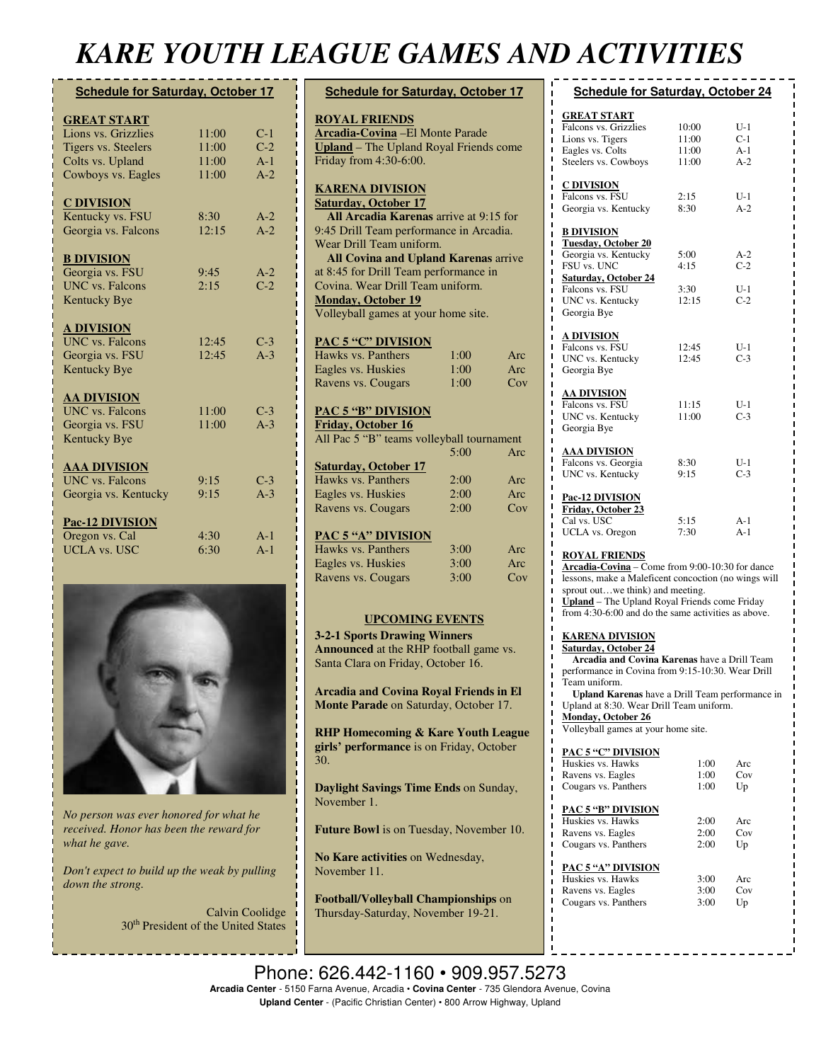# KARE YOUTH LEAGUE GAMES AND ACTIVITIES

## Schedule for Saturday, October 17

**GREAT START**

| | | |
|---|---|---|
| Lions vs. Grizzlies | 11:00 | C-1 |
| Tigers vs. Steelers | 11:00 | C-2 |
| Colts vs. Upland | 11:00 | A-1 |
| Cowboys vs. Eagles | 11:00 | A-2 |

**C DIVISION**

| | | |
|---|---|---|
| Kentucky vs. FSU | 8:30 | A-2 |
| Georgia vs. Falcons | 12:15 | A-2 |

**B DIVISION**

| | | |
|---|---|---|
| Georgia vs. FSU | 9:45 | A-2 |
| UNC vs. Falcons | 2:15 | C-2 |
| Kentucky Bye | | |

**A DIVISION**

| | | |
|---|---|---|
| UNC vs. Falcons | 12:45 | C-3 |
| Georgia vs. FSU | 12:45 | A-3 |
| Kentucky Bye | | |

**AA DIVISION**

| | | |
|---|---|---|
| UNC vs. Falcons | 11:00 | C-3 |
| Georgia vs. FSU | 11:00 | A-3 |
| Kentucky Bye | | |

**AAA DIVISION**

| | | |
|---|---|---|
| UNC vs. Falcons | 9:15 | C-3 |
| Georgia vs. Kentucky | 9:15 | A-3 |

**Pac-12 DIVISION**

| | | |
|---|---|---|
| Oregon vs. Cal | 4:30 | A-1 |
| UCLA vs. USC | 6:30 | A-1 |

*No person was ever honored for what he received. Honor has been the reward for what he gave.*

*Don't expect to build up the weak by pulling down the strong.*

Calvin Coolidge
30th President of the United States

## Schedule for Saturday, October 17

**ROYAL FRIENDS**

**Arcadia-Covina** –El Monte Parade
**Upland** – The Upland Royal Friends come Friday from 4:30-6:00.

**KARENA DIVISION**

**Saturday, October 17**

**All Arcadia Karenas** arrive at 9:15 for 9:45 Drill Team performance in Arcadia. Wear Drill Team uniform.

**All Covina and Upland Karenas** arrive at 8:45 for Drill Team performance in Covina. Wear Drill Team uniform.

**Monday, October 19**
Volleyball games at your home site.

**PAC 5 "C" DIVISION**

| | | |
|---|---|---|
| Hawks vs. Panthers | 1:00 | Arc |
| Eagles vs. Huskies | 1:00 | Arc |
| Ravens vs. Cougars | 1:00 | Cov |

**PAC 5 "B" DIVISION**

**Friday, October 16**
All Pac 5 "B" teams volleyball tournament 5:00 Arc

**Saturday, October 17**

| | | |
|---|---|---|
| Hawks vs. Panthers | 2:00 | Arc |
| Eagles vs. Huskies | 2:00 | Arc |
| Ravens vs. Cougars | 2:00 | Cov |

**PAC 5 "A" DIVISION**

| | | |
|---|---|---|
| Hawks vs. Panthers | 3:00 | Arc |
| Eagles vs. Huskies | 3:00 | Arc |
| Ravens vs. Cougars | 3:00 | Cov |

**UPCOMING EVENTS**

**3-2-1 Sports Drawing Winners Announced** at the RHP football game vs. Santa Clara on Friday, October 16.

**Arcadia and Covina Royal Friends in El Monte Parade** on Saturday, October 17.

**RHP Homecoming & Kare Youth League girls' performance** is on Friday, October 30.

**Daylight Savings Time Ends** on Sunday, November 1.

**Future Bowl** is on Tuesday, November 10.

**No Kare activities** on Wednesday, November 11.

**Football/Volleyball Championships** on Thursday-Saturday, November 19-21.

## Schedule for Saturday, October 24

**GREAT START**

| | | |
|---|---|---|
| Falcons vs. Grizzlies | 10:00 | U-1 |
| Lions vs. Tigers | 11:00 | C-1 |
| Eagles vs. Colts | 11:00 | A-1 |
| Steelers vs. Cowboys | 11:00 | A-2 |

**C DIVISION**

| | | |
|---|---|---|
| Falcons vs. FSU | 2:15 | U-1 |
| Georgia vs. Kentucky | 8:30 | A-2 |

**B DIVISION**

**Tuesday, October 20**

| | | |
|---|---|---|
| Georgia vs. Kentucky | 5:00 | A-2 |
| FSU vs. UNC | 4:15 | C-2 |

**Saturday, October 24**

| | | |
|---|---|---|
| Falcons vs. FSU | 3:30 | U-1 |
| UNC vs. Kentucky | 12:15 | C-2 |
| Georgia Bye | | |

**A DIVISION**

| | | |
|---|---|---|
| Falcons vs. FSU | 12:45 | U-1 |
| UNC vs. Kentucky | 12:45 | C-3 |
| Georgia Bye | | |

**AA DIVISION**

| | | |
|---|---|---|
| Falcons vs. FSU | 11:15 | U-1 |
| UNC vs. Kentucky | 11:00 | C-3 |
| Georgia Bye | | |

**AAA DIVISION**

| | | |
|---|---|---|
| Falcons vs. Georgia | 8:30 | U-1 |
| UNC vs. Kentucky | 9:15 | C-3 |

**Pac-12 DIVISION**

**Friday, October 23**

| | | |
|---|---|---|
| Cal vs. USC | 5:15 | A-1 |
| UCLA vs. Oregon | 7:30 | A-1 |

**ROYAL FRIENDS**

**Arcadia-Covina** – Come from 9:00-10:30 for dance lessons, make a Maleficent concoction (no wings will sprout out…we think) and meeting.
**Upland** – The Upland Royal Friends come Friday from 4:30-6:00 and do the same activities as above.

**KARENA DIVISION**

**Saturday, October 24**

**Arcadia and Covina Karenas** have a Drill Team performance in Covina from 9:15-10:30. Wear Drill Team uniform.

**Upland Karenas** have a Drill Team performance in Upland at 8:30. Wear Drill Team uniform.

**Monday, October 26**
Volleyball games at your home site.

**PAC 5 "C" DIVISION**

| | | |
|---|---|---|
| Huskies vs. Hawks | 1:00 | Arc |
| Ravens vs. Eagles | 1:00 | Cov |
| Cougars vs. Panthers | 1:00 | Up |

**PAC 5 "B" DIVISION**

| | | |
|---|---|---|
| Huskies vs. Hawks | 2:00 | Arc |
| Ravens vs. Eagles | 2:00 | Cov |
| Cougars vs. Panthers | 2:00 | Up |

**PAC 5 "A" DIVISION**

| | | |
|---|---|---|
| Huskies vs. Hawks | 3:00 | Arc |
| Ravens vs. Eagles | 3:00 | Cov |
| Cougars vs. Panthers | 3:00 | Up |

Phone: 626.442-1160 • 909.957.5273

**Arcadia Center** - 5150 Farna Avenue, Arcadia • **Covina Center** - 735 Glendora Avenue, Covina
**Upland Center** - (Pacific Christian Center) • 800 Arrow Highway, Upland